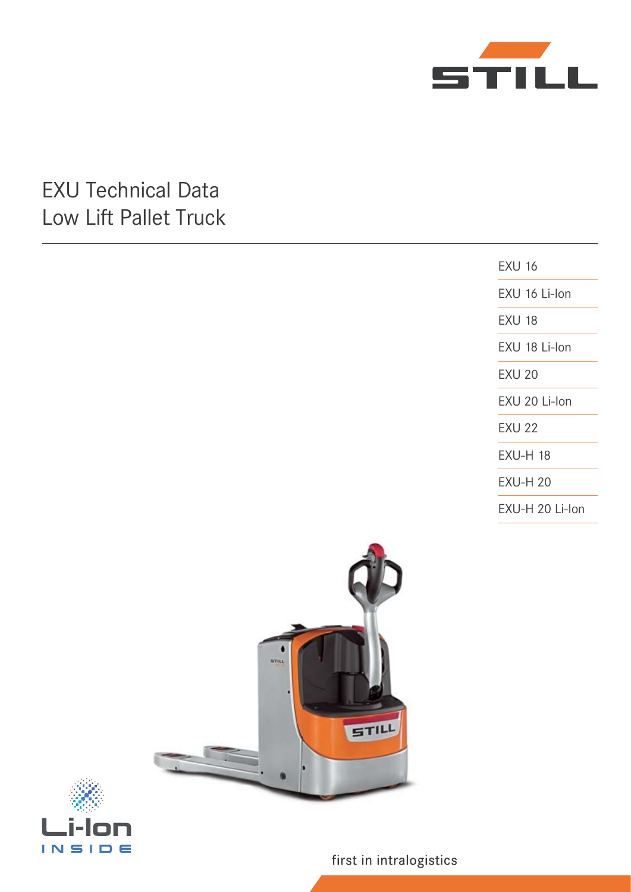# EXU Technical Data
## Low Lift Pallet Truck

- EXU 16
- EXU 16 Li-Ion
- EXU 18
- EXU 18 Li-Ion
- EXU 20
- EXU 20 Li-Ion
- EXU 22
- EXU-H 18
- EXU-H 20
- EXU-H 20 Li-Ion

Li-Ion INSIDE

first in intralogistics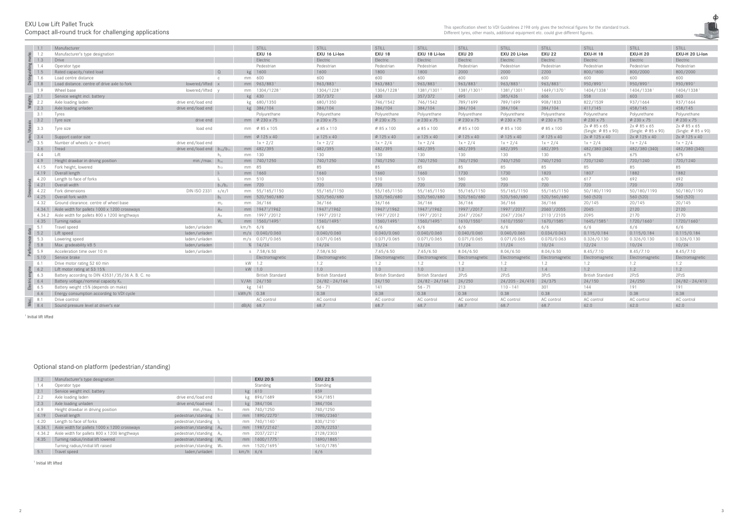# EXU Low Lift Pallet Truck

## Compact all-round truck for challenging applications

This specification sheet to VDI Guidelines 2198 only gives the technical figures for the standard truck. Different tyres, other masts, additional equipment etc. could give different figures.

| Section | No. | Description | | | Unit | | | | | | | | | | | |
|---|---|---|---|---|---|---|---|---|---|---|---|---|---|---|---|---|
| Distinguishing marks | 1.1 | Manufacturer | | | | STILL | STILL | STILL | STILL | STILL | STILL | STILL | STILL | STILL | STILL |
| | 1.2 | Manufacturer's type designation | | | | **EXU 16** | **EXU 16 Li-Ion** | **EXU 18** | **EXU 18 Li-Ion** | **EXU 20** | **EXU 20 Li-Ion** | **EXU 22** | **EXU-H 18** | **EXU-H 20** | **EXU-H 20 Li-Ion** |
| | 1.3 | Drive | | | | Electric | Electric | Electric | Electric | Electric | Electric | Electric | Electric | Electric | Electric |
| | 1.4 | Operator type | | | | Pedestrian | Pedestrian | Pedestrian | Pedestrian | Pedestrian | Pedestrian | Pedestrian | Pedestrian | Pedestrian | Pedestrian |
| | 1.5 | Rated capacity/rated load | | Q | kg | 1600 | 1600 | 1800 | 1800 | 2000 | 2000 | 2200 | 800/1800 | 800/2000 | 800/2000 |
| | 1.6 | Load centre distance | | c | mm | 600 | 600 | 600 | 600 | 600 | 600 | 600 | 600 | 600 | 600 |
| | 1.8 | Load distance. centre of drive axle to fork | lowered/lifted | x | mm | 963/883 [1] | 963/883 [1] | 963/883 [1] | 963/883 [1] | 963/883 [1] | 963/883 [1] | 963/883 [1] | 950/890 [1] | 950/890 [1] | 950/890 [1] |
| | 1.9 | Wheel base | lowered/lifted | y | mm | 1304/1228 [1] | 1304/1228 [1] | 1304/1228 [1] | 1381/1301 [1] | 1381/1301 [1] | 1381/1301 [1] | 1449/1370 [1] | 1404/1338 [1] | 1404/1338 [1] | 1404/1338 [1] |
| Weights | 2.1 | Service weight incl. battery | | | kg | 430 | 357/372 | 430 | 357/372 | 495 | 385/426 | 606 | 558 | 603 | 603 |
| | 2.2 | Axle loading laden | drive end/load end | | kg | 680/1350 | 680/1350 | 746/1542 | 746/1542 | 789/1699 | 789/1699 | 908/1833 | 822/1539 | 937/1664 | 937/1664 |
| | 2.3 | Axle loading unladen | drive end/load end | | kg | 384/104 | 384/104 | 384/104 | 384/104 | 384/104 | 384/104 | 384/104 | 411/145 | 458/145 | 458/145 |
| Tyres/chassis | 3.1 | Tyres | | | | Polyurethane | Polyurethane | Polyurethane | Polyurethane | Polyurethane | Polyurethane | Polyurethane | Polyurethane | Polyurethane | Polyurethane |
| | 3.2 | Tyre size | drive end | | mm | Ø 230 x 75 | ø 230 x 75 | Ø 230 x 75 | ø 230 x 75 | Ø 230 x 75 | Ø 230 x 75 | Ø 230 x 75 | Ø 230 x 75 | Ø 230 x 75 | Ø 230 x 75 |
| | 3.3 | Tyre size | load end | | mm | Ø 85 x 105 | ø 85 x 110 | Ø 85 x 100 | ø 85 x 100 | Ø 85 x 100 | Ø 85 x 100 | Ø 85 x 100 | 2x Ø 85 x 65 (Single: Ø 85 x 90) | 2x Ø 85 x 65 (Single: Ø 85 x 90) | 2x Ø 85 x 65 (Single: Ø 85 x 90) |
| | 3.4 | Support castor size | | | mm | Ø 125 x 40 | ø 125 x 40 | Ø 125 x 40 | ø 125 x 40 | Ø 125 x 40 | Ø 125 x 40 | Ø 125 x 40 | 2x Ø 125 x 40 | 2x Ø 125 x 40 | 2x Ø 125 x 40 |
| | 3.5 | Number of wheels (x = driven) | drive end/load end | | | 1x + 2/2 | 1x + 2/2 | 1x + 2/4 | 1x + 2/4 | 1x + 2/4 | 1x + 2/4 | 1x + 2/4 | 1x + 2/4 | 1x + 2/4 | 1x + 2/4 |
| | 3.6 | Tread | drive end/load end | $b_{10}/b_{11}$ | mm | 482/395 | 482/395 | 482/395 | 482/395 | 482/395 | 482/395 | 482/395 | 482/380 (340) | 482/380 (340) | 482/380 (340) |
| Dimensions | 4.4 | Lift | | $h_3$ | mm | 130 | 130 | 130 | 130 | 130 | 130 | 130 | 675 | 675 | 675 |
| | 4.9 | Height drawbar in driving position | min./max. | $h_{14}$ | mm | 740/1250 | 740/1250 | 740/1250 | 740/1250 | 740/1250 | 740/1250 | 740/1250 | 720/1240 | 720/1240 | 720/1240 |
| | 4.15 | Fork height, lowered | | $h_{13}$ | mm | 85 | 85 | 85 | 85 | 85 | 85 | 85 | 85 | 85 | 85 |
| | 4.19 | Overall length | | $l_1$ | mm | 1660 | 1660 | 1660 | 1660 | 1730 | 1730 | 1820 | 1807 | 1882 | 1882 |
| | 4.20 | Length to face of forks | | $l_2$ | mm | 510 | 510 | 510 | 510 | 580 | 580 | 670 | 617 | 692 | 692 |
| | 4.21 | Overall width | | $b_1/b_2$ | mm | 720 | 720 | 720 | 720 | 720 | 720 | 720 | 720 | 720 | 720 |
| | 4.22 | Fork dimensions | DIN ISO 2331 | s/e/l | mm | 55/165/1150 | 55/165/1150 | 55/165/1150 | 55/165/1150 | 55/165/1150 | 55/165/1150 | 55/165/1150 | 50/180/1190 | 50/180/1190 | 50/180/1190 |
| | 4.25 | Overall fork width | | $b_5$ | mm | 520/560/680 | 520/560/680 | 520/560/680 | 520/560/680 | 520/560/680 | 520/560/680 | 520/560/680 | 560 (520) | 560 (520) | 560 (520) |
| | 4.32 | Ground clearance. centre of wheel base | | $m_2$ | mm | 36/166 | 36/166 | 36/166 | 36/166 | 36/166 | 36/166 | 36/166 | 20/145 | 20/145 | 20/145 |
| | 4.34.1 | Aisle width for pallets 1000 x 1200 crossways | | $A_{st}$ | mm | 1947 [1]/1962 | 1947 [1]/1962 | 1947 [1]/1962 | 1947 [1]/1962 | 1997 [1]/2017 | 1997 [1]/2017 | 2060 [1]/2055 | 2045 | 2120 | 2120 |
| | 4.34.2 | Aisle width for pallets 800 x 1200 lengthways | | $A_{st}$ | mm | 1997 [1]/2012 | 1997 [1]/2012 | 1997 [1]/2012 | 1997 [1]/2012 | 2047 [1]/2067 | 2047 [1]/2067 | 2110 [1]/2105 | 2095 | 2170 | 2170 |
| | 4.35 | Turning radius | | $W_a$ | mm | 1560/1495 [1] | 1560/1495 [1] | 1560/1495 [1] | 1560/1495 [1] | 1610/1550 [1] | 1610/1550 [1] | 1670/1585 [1] | 1645/1585 [1] | 1720/1660 [1] | 1720/1660 [1] |
| Performance data | 5.1 | Travel speed | laden/unladen | | km/h | 6/6 | 6/6 | 6/6 | 6/6 | 6/6 | 6/6 | 6/6 | 6/6 | 6/6 | 6/6 |
| | 5.2 | Lift speed | laden/unladen | | m/s | 0.040/0.060 | 0.040/0.060 | 0.040/0.060 | 0.040/0.060 | 0.040/0.060 | 0.040/0.060 | 0.034/0.043 | 0.115/0.184 | 0.115/0.184 | 0.115/0.184 |
| | 5.3 | Lowering speed | laden/unladen | | m/s | 0.071/0.065 | 0.071/0.065 | 0.071/0.065 | 0.071/0.065 | 0.071/0.065 | 0.071/0.065 | 0.070/0.063 | 0.326/0.130 | 0.326/0.130 | 0.326/0.130 |
| | 5.8 | Max. gradeability kB 5 | laden/unladen | | % | 14/24 | 14/24 | 13/24 | 13/24 | 11/24 | 11/24 | 10/24 | 12/24 | 10/24 | 10/24 |
| | 5.9 | Acceleration time over 10 m | laden/unladen | | s | 7.58/6.50 | 7.58/6.50 | 7.65/6.50 | 7.65/6.50 | 8.04/6.50 | 8.04/6.50 | 8.04/6.50 | 8.45/7.10 | 8.45/7.10 | 8.45/7.10 |
| | 5.10 | Service brake | | | | Electromagnetic | Electromagnetic | Electromagnetic | Electromagnetic | Electromagnetic | Electromagnetic | Electromagnetic | Electromagnetic | Electromagnetic | Electromagnetic |
| Electric engine | 6.1 | Drive motor rating S2 60 min | | | kW | 1.2 | 1.2 | 1.2 | 1.2 | 1.2 | 1.2 | 1.2 | 1.2 | 1.2 | 1.2 |
| | 6.2 | Lift motor rating at S3 15% | | | kW | 1.0 | 1.0 | 1.0 | 1.0 | 1.2 | 1.2 | 1.4 | 1.2 | 1.2 | 1.2 |
| | 6.3 | Battery according to DIN 43531/35/36 A. B. C. no | | | | British Standard | British Standard | British Standard | British Standard | 2PzS | 2PzS | 3PzS | British Standard | 2PzS | 2PzS |
| | 6.4 | Battery voltage/nominal capacity $K_5$ | | | V/Ah | 24/150 | 24/82 - 24/164 | 24/150 | 24/82 - 24/164 | 24/250 | 24/205 - 24/410 | 24/375 | 24/150 | 24/250 | 24/82 - 24/410 |
| | 6.5 | Battery weight ±5% (depends on make) | | | kg | 141 | 56 - 71 | 141 | 56 - 71 | 213 | 110 - 141 | 301 | 144 | 191 | 191 |
| | 6.6 | Energy consumption according to VDI cycle | | | kWh/h | 0.38 | 0.38 | 0.38 | 0.38 | 0.38 | 0.38 | 0.38 | 0.38 | 0.38 | 0.38 |
| Misc. | 8.1 | Drive control | | | | AC control | AC control | AC control | AC control | AC control | AC control | AC control | AC control | AC control | AC control |
| | 8.4 | Sound pressure level at driver's ear | | | dB(A) | 68.7 | 68.7 | 68.7 | 68.7 | 68.7 | 68.7 | 68.7 | 62.0 | 62.0 | 62.0 |

[1] Initial lift lifted

## Optional stand-on platform (pedestrian/standing)

| No. | Description | | | Unit | | |
|---|---|---|---|---|---|---|
| 1.2 | Manufacturer's type designation | | | | **EXU 20 S** | **EXU 22 S** |
| 1.4 | Operator type | | | | Standing | Standing |
| 2.1 | Service weight incl. battery | | | kg | 610 | 659 |
| 2.2 | Axle loading laden | drive end/load end | | kg | 896/1689 | 934/1851 |
| 2.3 | Axle loading unladen | drive end/load end | | kg | 384/104 | 384/104 |
| 4.9 | Height drawbar in driving position | min./max. | $h_{14}$ | mm | 740/1250 | 740/1250 |
| 4.19 | Overall length | pedestrian/standing | $l_1$ | mm | 1890/2270 [1] | 1980/2360 [1] |
| 4.20 | Length to face of forks | pedestrian/standing | $l_2$ | mm | 740/1140 [1] | 830/1210 [1] |
| 4.34.1 | Aisle width for pallets 1000 x 1200 crossways | pedestrian/standing | $A_{st}$ | mm | 1987/2162 [1] | 2078/2253 [1] |
| 4.34.2 | Aisle width for pallets 800 x 1200 lengthways | pedestrian/standing | $A_{st}$ | mm | 2037/2212 [1] | 2128/2303 [1] |
| 4.35 | Turning radius/initial lift lowered | pedestrian/standing | $W_a$ | mm | 1600/1775 [1] | 1690/1865 [1] |
| | Turning radius/initial lift raised | pedestrian/standing | $W_a$ | mm | 1520/1695 [1] | 1610/1785 [1] |
| 5.1 | Travel speed | laden/unladen | | km/h | 6/6 | 6/6 |

[1] Initial lift lifted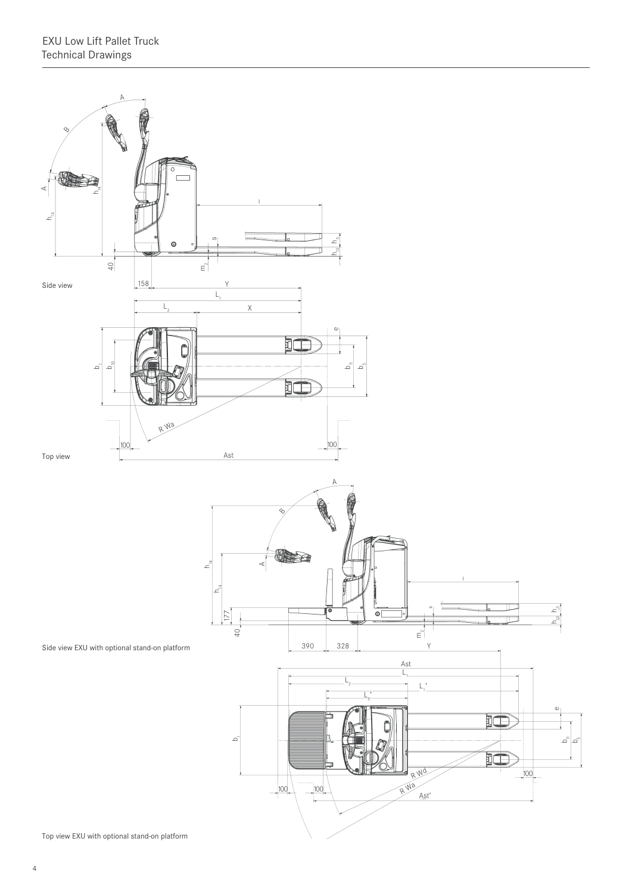# EXU Low Lift Pallet Truck
## Technical Drawings

Side view

Top view

Side view EXU with optional stand-on platform

Top view EXU with optional stand-on platform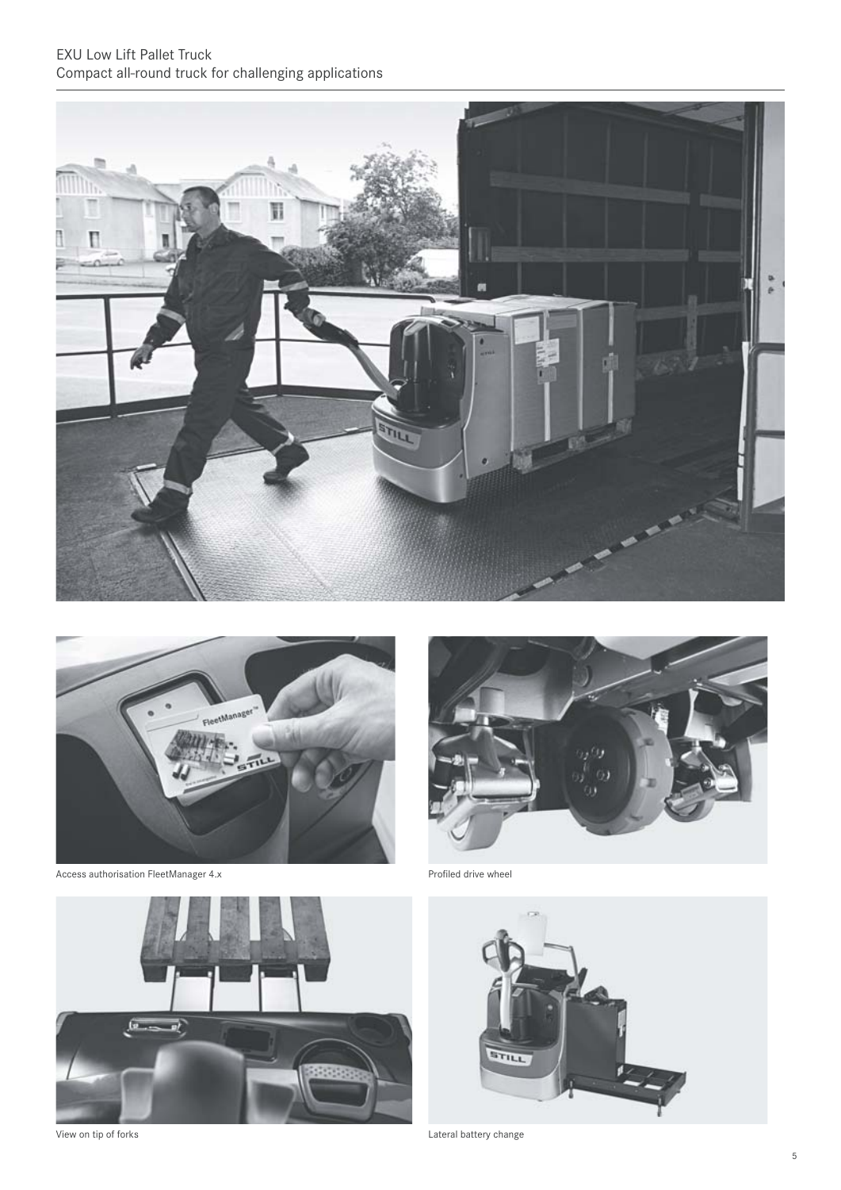# EXU Low Lift Pallet Truck

Compact all-round truck for challenging applications

Access authorisation FleetManager 4.x

Profiled drive wheel

View on tip of forks

Lateral battery change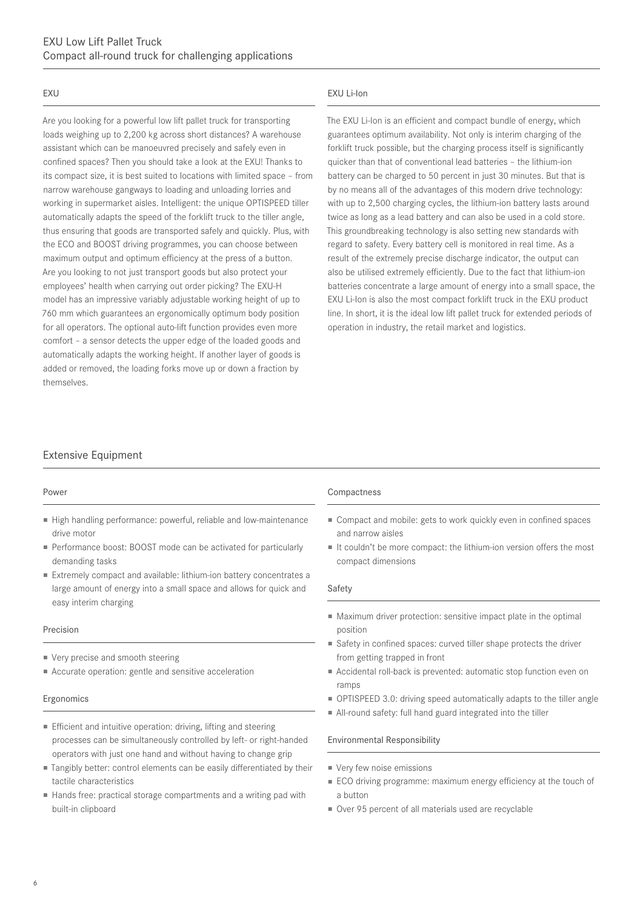# EXU Low Lift Pallet Truck
Compact all-round truck for challenging applications

## EXU

Are you looking for a powerful low lift pallet truck for transporting loads weighing up to 2,200 kg across short distances? A warehouse assistant which can be manoeuvred precisely and safely even in confined spaces? Then you should take a look at the EXU! Thanks to its compact size, it is best suited to locations with limited space – from narrow warehouse gangways to loading and unloading lorries and working in supermarket aisles. Intelligent: the unique OPTISPEED tiller automatically adapts the speed of the forklift truck to the tiller angle, thus ensuring that goods are transported safely and quickly. Plus, with the ECO and BOOST driving programmes, you can choose between maximum output and optimum efficiency at the press of a button. Are you looking to not just transport goods but also protect your employees' health when carrying out order picking? The EXU-H model has an impressive variably adjustable working height of up to 760 mm which guarantees an ergonomically optimum body position for all operators. The optional auto-lift function provides even more comfort – a sensor detects the upper edge of the loaded goods and automatically adapts the working height. If another layer of goods is added or removed, the loading forks move up or down a fraction by themselves.

## EXU Li-Ion

The EXU Li-Ion is an efficient and compact bundle of energy, which guarantees optimum availability. Not only is interim charging of the forklift truck possible, but the charging process itself is significantly quicker than that of conventional lead batteries – the lithium-ion battery can be charged to 50 percent in just 30 minutes. But that is by no means all of the advantages of this modern drive technology: with up to 2,500 charging cycles, the lithium-ion battery lasts around twice as long as a lead battery and can also be used in a cold store. This groundbreaking technology is also setting new standards with regard to safety. Every battery cell is monitored in real time. As a result of the extremely precise discharge indicator, the output can also be utilised extremely efficiently. Due to the fact that lithium-ion batteries concentrate a large amount of energy into a small space, the EXU Li-Ion is also the most compact forklift truck in the EXU product line. In short, it is the ideal low lift pallet truck for extended periods of operation in industry, the retail market and logistics.

## Extensive Equipment

### Power

- High handling performance: powerful, reliable and low-maintenance drive motor
- Performance boost: BOOST mode can be activated for particularly demanding tasks
- Extremely compact and available: lithium-ion battery concentrates a large amount of energy into a small space and allows for quick and easy interim charging

### Precision

- Very precise and smooth steering
- Accurate operation: gentle and sensitive acceleration

### Ergonomics

- Efficient and intuitive operation: driving, lifting and steering processes can be simultaneously controlled by left- or right-handed operators with just one hand and without having to change grip
- Tangibly better: control elements can be easily differentiated by their tactile characteristics
- Hands free: practical storage compartments and a writing pad with built-in clipboard

### Compactness

- Compact and mobile: gets to work quickly even in confined spaces and narrow aisles
- It couldn't be more compact: the lithium-ion version offers the most compact dimensions

### Safety

- Maximum driver protection: sensitive impact plate in the optimal position
- Safety in confined spaces: curved tiller shape protects the driver from getting trapped in front
- Accidental roll-back is prevented: automatic stop function even on ramps
- OPTISPEED 3.0: driving speed automatically adapts to the tiller angle
- All-round safety: full hand guard integrated into the tiller

### Environmental Responsibility

- Very few noise emissions
- ECO driving programme: maximum energy efficiency at the touch of a button
- Over 95 percent of all materials used are recyclable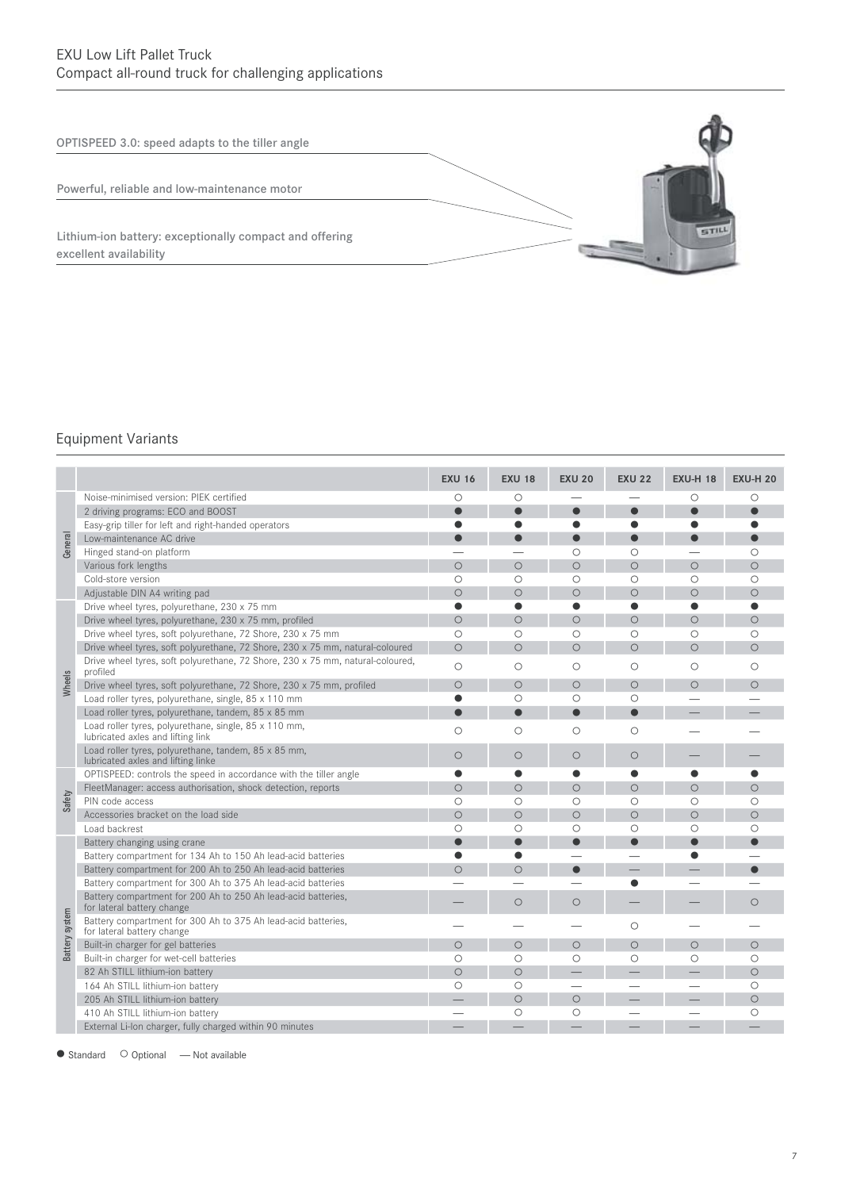# EXU Low Lift Pallet Truck
## Compact all-round truck for challenging applications

OPTISPEED 3.0: speed adapts to the tiller angle

Powerful, reliable and low-maintenance motor

Lithium-ion battery: exceptionally compact and offering excellent availability

## Equipment Variants

| | | EXU 16 | EXU 18 | EXU 20 | EXU 22 | EXU-H 18 | EXU-H 20 |
|---|---|---|---|---|---|---|---|
| General | Noise-minimised version: PIEK certified | ○ | ○ | — | — | ○ | ○ |
| | 2 driving programs: ECO and BOOST | ● | ● | ● | ● | ● | ● |
| | Easy-grip tiller for left and right-handed operators | ● | ● | ● | ● | ● | ● |
| | Low-maintenance AC drive | ● | ● | ● | ● | ● | ● |
| | Hinged stand-on platform | — | — | ○ | ○ | — | ○ |
| | Various fork lengths | ○ | ○ | ○ | ○ | ○ | ○ |
| | Cold-store version | ○ | ○ | ○ | ○ | ○ | ○ |
| | Adjustable DIN A4 writing pad | ○ | ○ | ○ | ○ | ○ | ○ |
| Wheels | Drive wheel tyres, polyurethane, 230 x 75 mm | ● | ● | ● | ● | ● | ● |
| | Drive wheel tyres, polyurethane, 230 x 75 mm, profiled | ○ | ○ | ○ | ○ | ○ | ○ |
| | Drive wheel tyres, soft polyurethane, 72 Shore, 230 x 75 mm | ○ | ○ | ○ | ○ | ○ | ○ |
| | Drive wheel tyres, soft polyurethane, 72 Shore, 230 x 75 mm, natural-coloured | ○ | ○ | ○ | ○ | ○ | ○ |
| | Drive wheel tyres, soft polyurethane, 72 Shore, 230 x 75 mm, natural-coloured, profiled | ○ | ○ | ○ | ○ | ○ | ○ |
| | Drive wheel tyres, soft polyurethane, 72 Shore, 230 x 75 mm, profiled | ○ | ○ | ○ | ○ | ○ | ○ |
| | Load roller tyres, polyurethane, single, 85 x 110 mm | ● | ○ | ○ | ○ | — | — |
| | Load roller tyres, polyurethane, tandem, 85 x 85 mm | ● | ● | ● | ● | — | — |
| | Load roller tyres, polyurethane, single, 85 x 110 mm, lubricated axles and lifting link | ○ | ○ | ○ | ○ | — | — |
| | Load roller tyres, polyurethane, tandem, 85 x 85 mm, lubricated axles and lifting linke | ○ | ○ | ○ | ○ | — | — |
| Safety | OPTISPEED: controls the speed in accordance with the tiller angle | ● | ● | ● | ● | ● | ● |
| | FleetManager: access authorisation, shock detection, reports | ○ | ○ | ○ | ○ | ○ | ○ |
| | PIN code access | ○ | ○ | ○ | ○ | ○ | ○ |
| | Accessories bracket on the load side | ○ | ○ | ○ | ○ | ○ | ○ |
| | Load backrest | ○ | ○ | ○ | ○ | ○ | ○ |
| Battery system | Battery changing using crane | ● | ● | ● | ● | ● | ● |
| | Battery compartment for 134 Ah to 150 Ah lead-acid batteries | ● | ● | — | — | ● | — |
| | Battery compartment for 200 Ah to 250 Ah lead-acid batteries | ○ | ○ | ● | — | — | ● |
| | Battery compartment for 300 Ah to 375 Ah lead-acid batteries | — | — | — | ● | — | — |
| | Battery compartment for 200 Ah to 250 Ah lead-acid batteries, for lateral battery change | — | ○ | ○ | — | — | ○ |
| | Battery compartment for 300 Ah to 375 Ah lead-acid batteries, for lateral battery change | — | — | — | ○ | — | — |
| | Built-in charger for gel batteries | ○ | ○ | ○ | ○ | ○ | ○ |
| | Built-in charger for wet-cell batteries | ○ | ○ | ○ | ○ | ○ | ○ |
| | 82 Ah STILL lithium-ion battery | ○ | ○ | — | — | — | ○ |
| | 164 Ah STILL lithium-ion battery | ○ | ○ | — | — | — | ○ |
| | 205 Ah STILL lithium-ion battery | — | ○ | ○ | — | — | ○ |
| | 410 Ah STILL lithium-ion battery | — | ○ | ○ | — | — | ○ |
| | External Li-Ion charger, fully charged within 90 minutes | — | — | — | — | — | — |

● Standard ○ Optional — Not available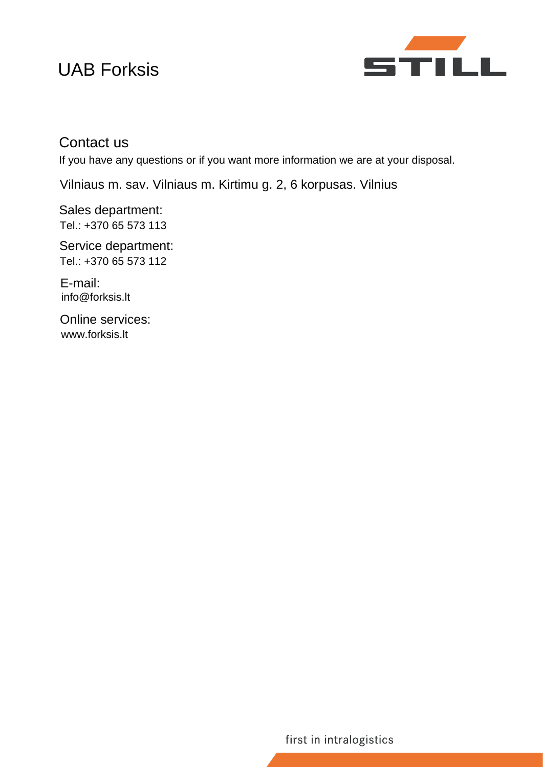# UAB Forksis

## Contact us

If you have any questions or if you want more information we are at your disposal.

Vilniaus m. sav. Vilniaus m. Kirtimu g. 2, 6 korpusas. Vilnius

Sales department:
Tel.: +370 65 573 113

Service department:
Tel.: +370 65 573 112

E-mail:
info@forksis.lt

Online services:
www.forksis.lt

first in intralogistics